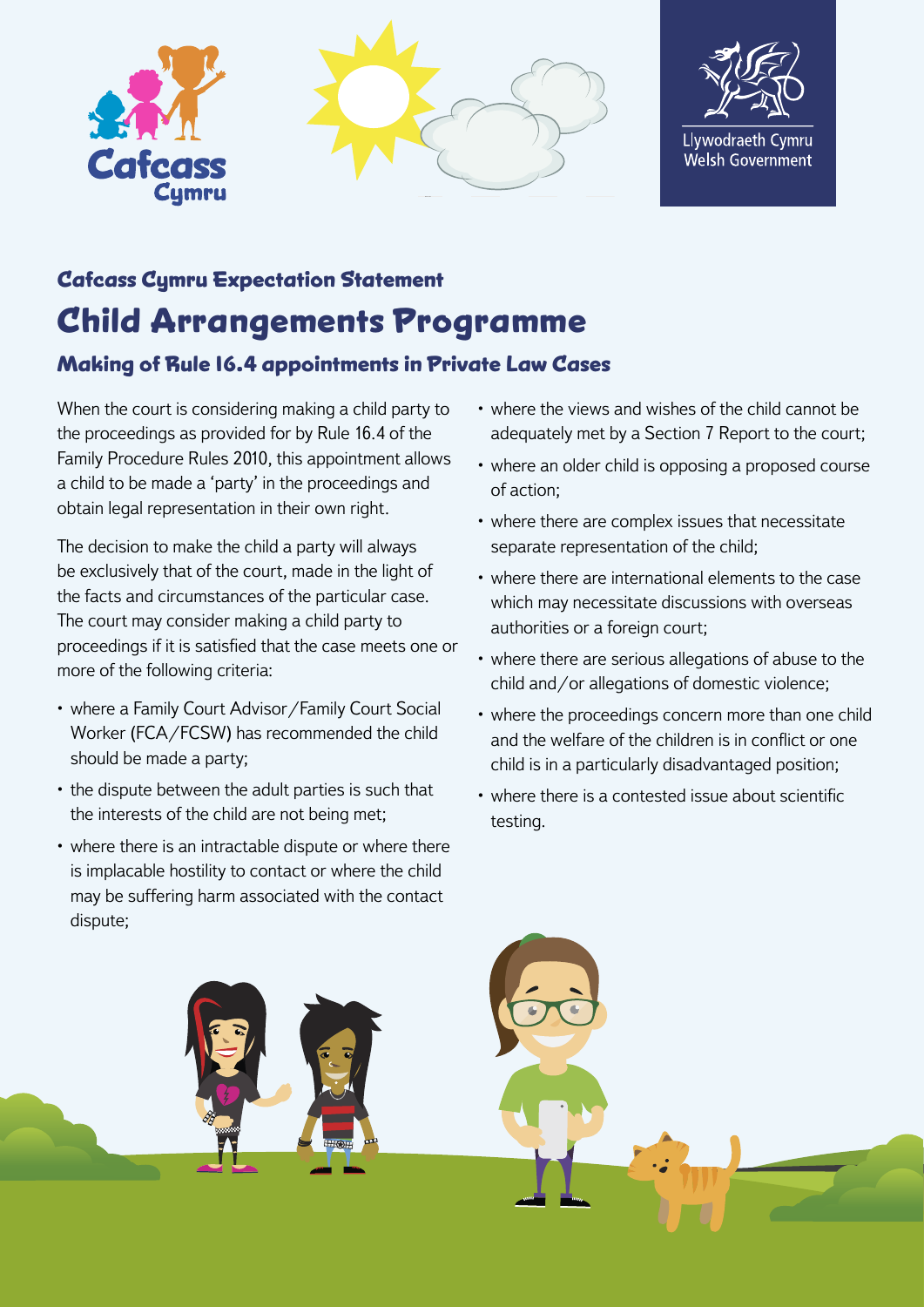Cafcass Cymru

Llywodraeth Cymru
Welsh Government

### Cafcass Cymru Expectation Statement

# Child Arrangements Programme

## Making of Rule 16.4 appointments in Private Law Cases

When the court is considering making a child party to the proceedings as provided for by Rule 16.4 of the Family Procedure Rules 2010, this appointment allows a child to be made a 'party' in the proceedings and obtain legal representation in their own right.

The decision to make the child a party will always be exclusively that of the court, made in the light of the facts and circumstances of the particular case. The court may consider making a child party to proceedings if it is satisfied that the case meets one or more of the following criteria:

- where a Family Court Advisor/Family Court Social Worker (FCA/FCSW) has recommended the child should be made a party;
- the dispute between the adult parties is such that the interests of the child are not being met;
- where there is an intractable dispute or where there is implacable hostility to contact or where the child may be suffering harm associated with the contact dispute;
- where the views and wishes of the child cannot be adequately met by a Section 7 Report to the court;
- where an older child is opposing a proposed course of action;
- where there are complex issues that necessitate separate representation of the child;
- where there are international elements to the case which may necessitate discussions with overseas authorities or a foreign court;
- where there are serious allegations of abuse to the child and/or allegations of domestic violence;
- where the proceedings concern more than one child and the welfare of the children is in conflict or one child is in a particularly disadvantaged position;
- where there is a contested issue about scientific testing.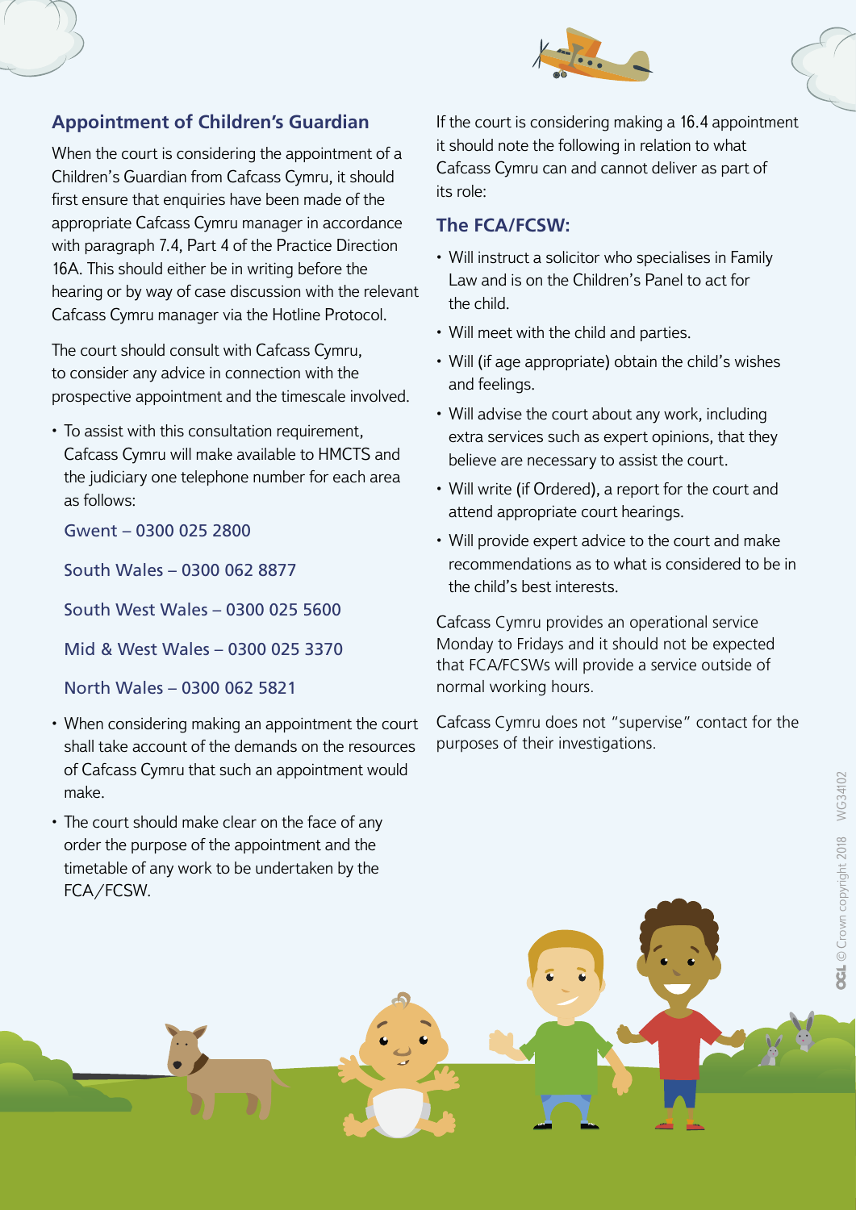## Appointment of Children's Guardian

When the court is considering the appointment of a Children's Guardian from Cafcass Cymru, it should first ensure that enquiries have been made of the appropriate Cafcass Cymru manager in accordance with paragraph 7.4, Part 4 of the Practice Direction 16A. This should either be in writing before the hearing or by way of case discussion with the relevant Cafcass Cymru manager via the Hotline Protocol.

The court should consult with Cafcass Cymru, to consider any advice in connection with the prospective appointment and the timescale involved.

- To assist with this consultation requirement, Cafcass Cymru will make available to HMCTS and the judiciary one telephone number for each area as follows:

  Gwent – 0300 025 2800

  South Wales – 0300 062 8877

  South West Wales – 0300 025 5600

  Mid & West Wales – 0300 025 3370

  North Wales – 0300 062 5821

- When considering making an appointment the court shall take account of the demands on the resources of Cafcass Cymru that such an appointment would make.
- The court should make clear on the face of any order the purpose of the appointment and the timetable of any work to be undertaken by the FCA/FCSW.

If the court is considering making a 16.4 appointment it should note the following in relation to what Cafcass Cymru can and cannot deliver as part of its role:

## The FCA/FCSW:

- Will instruct a solicitor who specialises in Family Law and is on the Children's Panel to act for the child.
- Will meet with the child and parties.
- Will (if age appropriate) obtain the child's wishes and feelings.
- Will advise the court about any work, including extra services such as expert opinions, that they believe are necessary to assist the court.
- Will write (if Ordered), a report for the court and attend appropriate court hearings.
- Will provide expert advice to the court and make recommendations as to what is considered to be in the child's best interests.

Cafcass Cymru provides an operational service Monday to Fridays and it should not be expected that FCA/FCSWs will provide a service outside of normal working hours.

Cafcass Cymru does not "supervise" contact for the purposes of their investigations.

OGL © Crown copyright 2018 WG34102